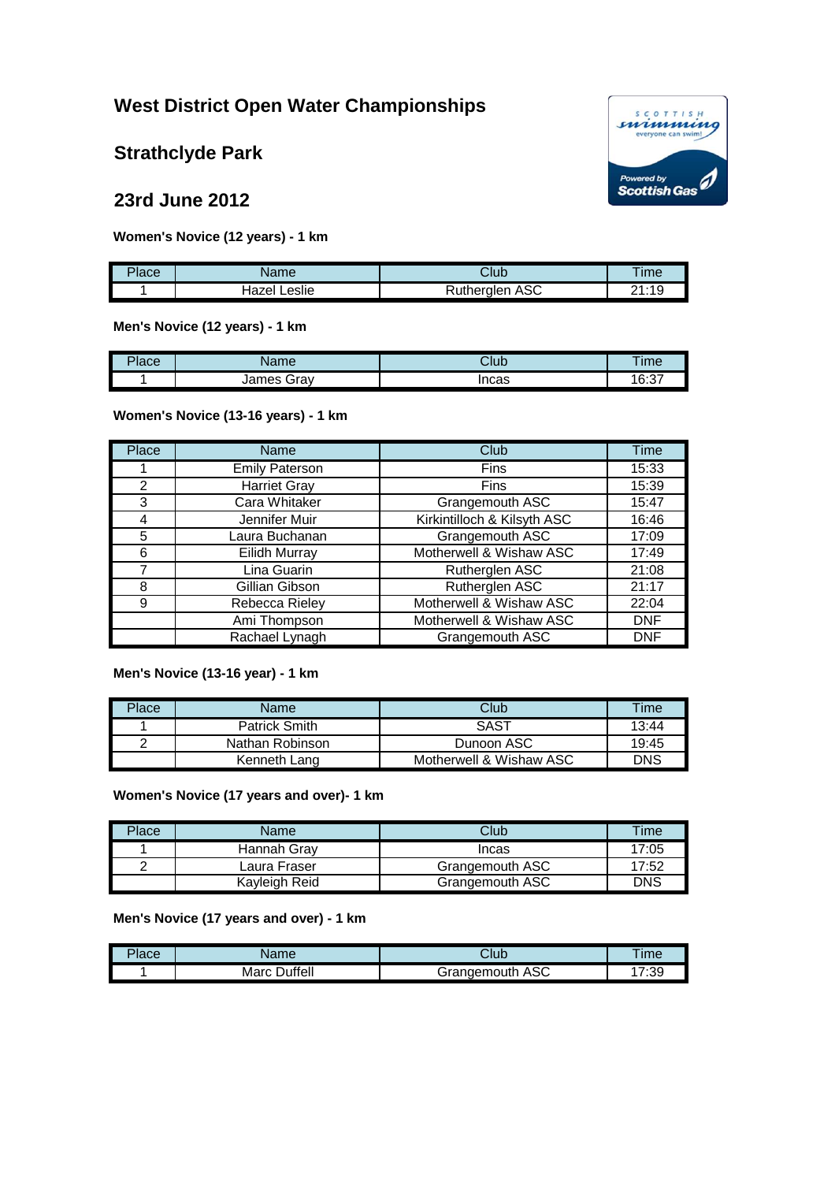# West District Open Water Championships

## Strathclyde Park

## 23rd June 2012

**Women's Novice (12 years) - 1 km**

| Place | Name | Club | Time |
|---|---|---|---|
| 1 | Hazel Leslie | Rutherglen ASC | 21:19 |

**Men's Novice (12 years) - 1 km**

| Place | Name | Club | Time |
|---|---|---|---|
| 1 | James Gray | Incas | 16:37 |

**Women's Novice (13-16 years) - 1 km**

| Place | Name | Club | Time |
|---|---|---|---|
| 1 | Emily Paterson | Fins | 15:33 |
| 2 | Harriet Gray | Fins | 15:39 |
| 3 | Cara Whitaker | Grangemouth ASC | 15:47 |
| 4 | Jennifer Muir | Kirkintilloch & Kilsyth ASC | 16:46 |
| 5 | Laura Buchanan | Grangemouth ASC | 17:09 |
| 6 | Eilidh Murray | Motherwell & Wishaw ASC | 17:49 |
| 7 | Lina Guarin | Rutherglen ASC | 21:08 |
| 8 | Gillian Gibson | Rutherglen ASC | 21:17 |
| 9 | Rebecca Rieley | Motherwell & Wishaw ASC | 22:04 |
| | Ami Thompson | Motherwell & Wishaw ASC | DNF |
| | Rachael Lynagh | Grangemouth ASC | DNF |

**Men's Novice (13-16 year) - 1 km**

| Place | Name | Club | Time |
|---|---|---|---|
| 1 | Patrick Smith | SAST | 13:44 |
| 2 | Nathan Robinson | Dunoon ASC | 19:45 |
| | Kenneth Lang | Motherwell & Wishaw ASC | DNS |

**Women's Novice (17 years and over)- 1 km**

| Place | Name | Club | Time |
|---|---|---|---|
| 1 | Hannah Gray | Incas | 17:05 |
| 2 | Laura Fraser | Grangemouth ASC | 17:52 |
| | Kayleigh Reid | Grangemouth ASC | DNS |

**Men's Novice (17 years and over) - 1 km**

| Place | Name | Club | Time |
|---|---|---|---|
| 1 | Marc Duffell | Grangemouth ASC | 17:39 |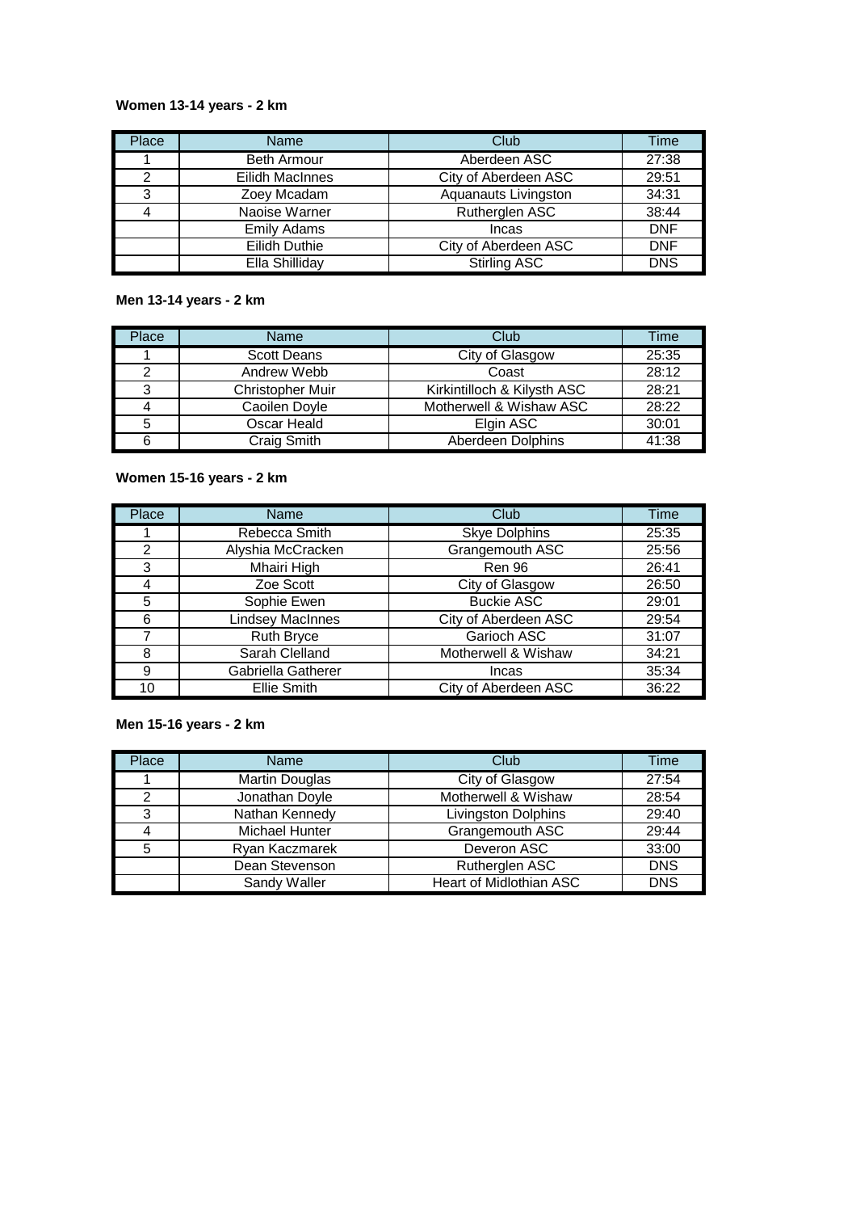**Women 13-14 years - 2 km**

| Place | Name | Club | Time |
|---|---|---|---|
| 1 | Beth Armour | Aberdeen ASC | 27:38 |
| 2 | Eilidh MacInnes | City of Aberdeen ASC | 29:51 |
| 3 | Zoey Mcadam | Aquanauts Livingston | 34:31 |
| 4 | Naoise Warner | Rutherglen ASC | 38:44 |
| | Emily Adams | Incas | DNF |
| | Eilidh Duthie | City of Aberdeen ASC | DNF |
| | Ella Shilliday | Stirling ASC | DNS |

**Men 13-14 years - 2 km**

| Place | Name | Club | Time |
|---|---|---|---|
| 1 | Scott Deans | City of Glasgow | 25:35 |
| 2 | Andrew Webb | Coast | 28:12 |
| 3 | Christopher Muir | Kirkintilloch & Kilysth ASC | 28:21 |
| 4 | Caoilen Doyle | Motherwell & Wishaw ASC | 28:22 |
| 5 | Oscar Heald | Elgin ASC | 30:01 |
| 6 | Craig Smith | Aberdeen Dolphins | 41:38 |

**Women 15-16 years - 2 km**

| Place | Name | Club | Time |
|---|---|---|---|
| 1 | Rebecca Smith | Skye Dolphins | 25:35 |
| 2 | Alyshia McCracken | Grangemouth ASC | 25:56 |
| 3 | Mhairi High | Ren 96 | 26:41 |
| 4 | Zoe Scott | City of Glasgow | 26:50 |
| 5 | Sophie Ewen | Buckie ASC | 29:01 |
| 6 | Lindsey MacInnes | City of Aberdeen ASC | 29:54 |
| 7 | Ruth Bryce | Garioch ASC | 31:07 |
| 8 | Sarah Clelland | Motherwell & Wishaw | 34:21 |
| 9 | Gabriella Gatherer | Incas | 35:34 |
| 10 | Ellie Smith | City of Aberdeen ASC | 36:22 |

**Men 15-16 years - 2 km**

| Place | Name | Club | Time |
|---|---|---|---|
| 1 | Martin Douglas | City of Glasgow | 27:54 |
| 2 | Jonathan Doyle | Motherwell & Wishaw | 28:54 |
| 3 | Nathan Kennedy | Livingston Dolphins | 29:40 |
| 4 | Michael Hunter | Grangemouth ASC | 29:44 |
| 5 | Ryan Kaczmarek | Deveron ASC | 33:00 |
| | Dean Stevenson | Rutherglen ASC | DNS |
| | Sandy Waller | Heart of Midlothian ASC | DNS |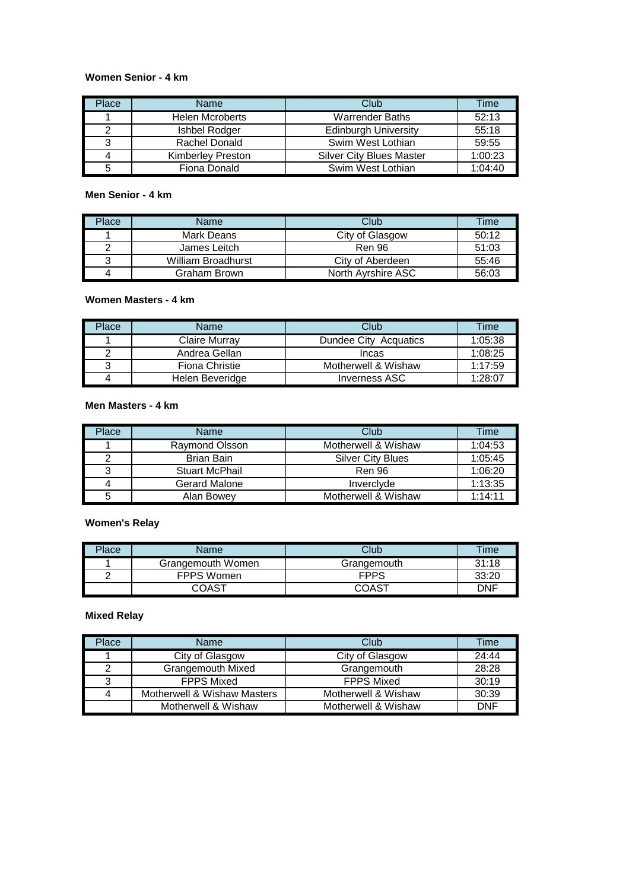**Women Senior - 4 km**

| Place | Name | Club | Time |
|---|---|---|---|
| 1 | Helen Mcroberts | Warrender Baths | 52:13 |
| 2 | Ishbel Rodger | Edinburgh University | 55:18 |
| 3 | Rachel Donald | Swim West Lothian | 59:55 |
| 4 | Kimberley Preston | Silver City Blues Master | 1:00:23 |
| 5 | Fiona Donald | Swim West Lothian | 1:04:40 |

**Men Senior - 4 km**

| Place | Name | Club | Time |
|---|---|---|---|
| 1 | Mark Deans | City of Glasgow | 50:12 |
| 2 | James Leitch | Ren 96 | 51:03 |
| 3 | William Broadhurst | City of Aberdeen | 55:46 |
| 4 | Graham Brown | North Ayrshire ASC | 56:03 |

**Women Masters - 4 km**

| Place | Name | Club | Time |
|---|---|---|---|
| 1 | Claire Murray | Dundee City Acquatics | 1:05:38 |
| 2 | Andrea Gellan | Incas | 1:08:25 |
| 3 | Fiona Christie | Motherwell & Wishaw | 1:17:59 |
| 4 | Helen Beveridge | Inverness ASC | 1:28:07 |

**Men Masters - 4 km**

| Place | Name | Club | Time |
|---|---|---|---|
| 1 | Raymond Olsson | Motherwell & Wishaw | 1:04:53 |
| 2 | Brian Bain | Silver City Blues | 1:05:45 |
| 3 | Stuart McPhail | Ren 96 | 1:06:20 |
| 4 | Gerard Malone | Inverclyde | 1:13:35 |
| 5 | Alan Bowey | Motherwell & Wishaw | 1:14:11 |

**Women's Relay**

| Place | Name | Club | Time |
|---|---|---|---|
| 1 | Grangemouth Women | Grangemouth | 31:18 |
| 2 | FPPS Women | FPPS | 33:20 |
| | COAST | COAST | DNF |

**Mixed Relay**

| Place | Name | Club | Time |
|---|---|---|---|
| 1 | City of Glasgow | City of Glasgow | 24:44 |
| 2 | Grangemouth Mixed | Grangemouth | 28:28 |
| 3 | FPPS Mixed | FPPS Mixed | 30:19 |
| 4 | Motherwell & Wishaw Masters | Motherwell & Wishaw | 30:39 |
| | Motherwell & Wishaw | Motherwell & Wishaw | DNF |